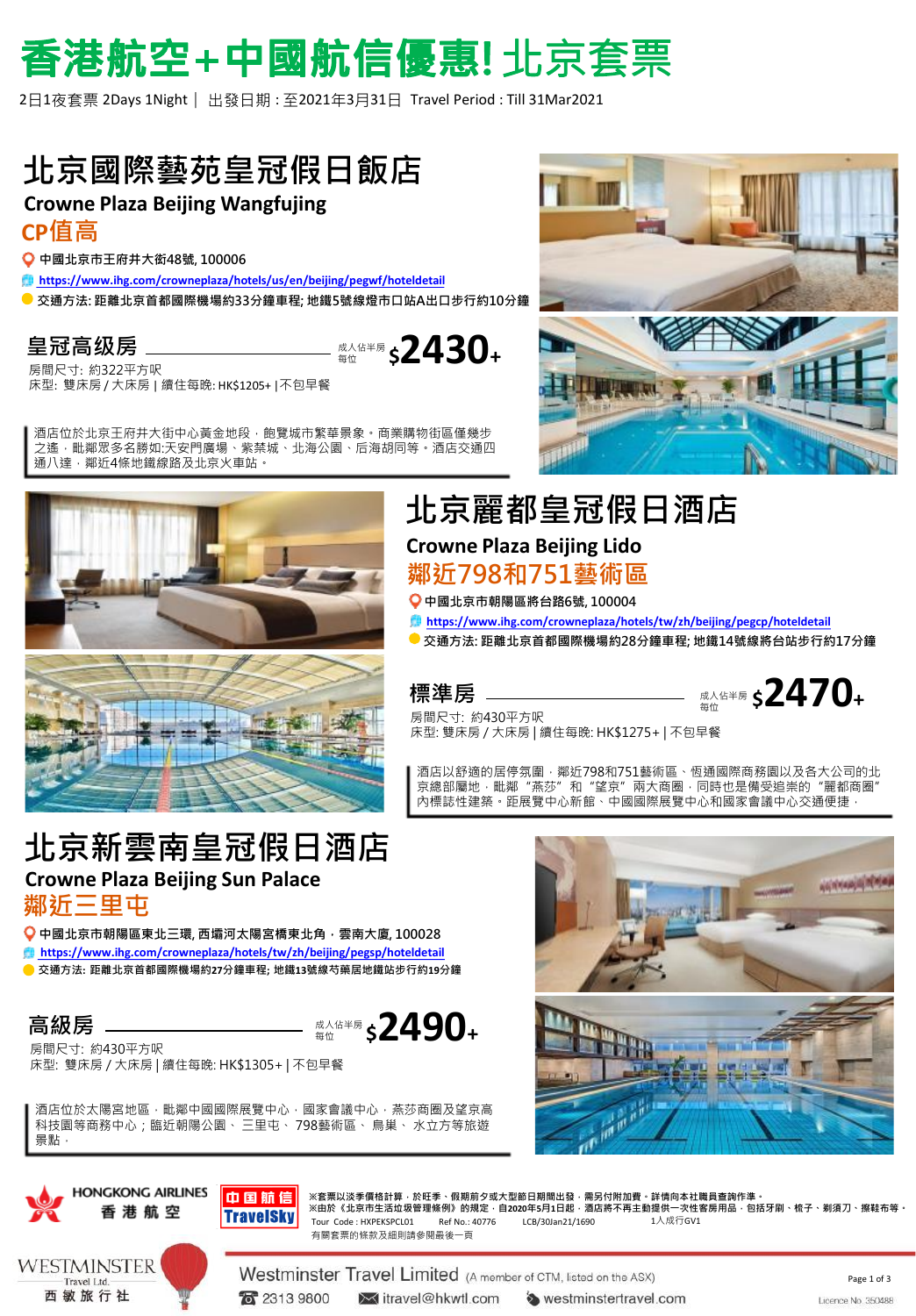# 香港航空+中國航信優惠! 北京套票

2日1夜套票 2Days 1Night｜ 出發日期：至2021年3月31日 Travel Period : Till 31Mar2021

## 北京國際藝苑皇冠假日飯店

### Crowne Plaza Beijing Wangfujing

**CP值高**

中國北京市王府井大街48號, 100006

https://www.ihg.com/crowneplaza/hotels/us/en/beijing/pegwf/hoteldetail

交通方法: 距離北京首都國際機場約33分鐘車程; 地鐵5號線燈市口站A出口步行約10分鐘

**皇冠高级房** 成人佔半房 每位 **$2430+**

房間尺寸: 約322平方呎
床型: 雙床房 / 大床房 | 續住每晚: HK$1205+ |不包早餐

酒店位於北京王府井大街中心黃金地段，飽覽城市繁華景象。商業購物街區僅幾步之遙，毗鄰眾多名勝如:天安門廣場、紫禁城、北海公園、后海胡同等。酒店交通四通八達，鄰近4條地鐵線路及北京火車站。

## 北京麗都皇冠假日酒店

### Crowne Plaza Beijing Lido

**鄰近798和751藝術區**

中國北京市朝陽區將台路6號, 100004

https://www.ihg.com/crowneplaza/hotels/tw/zh/beijing/pegcp/hoteldetail

交通方法: 距離北京首都國際機場約28分鐘車程; 地鐵14號線將台站步行約17分鐘

**標準房** 成人佔半房 每位 **$2470+**

房間尺寸: 約430平方呎
床型: 雙床房 / 大床房 | 續住每晚: HK$1275+ | 不包早餐

酒店以舒適的居停氛圍，鄰近798和751藝術區、恆通國際商務園以及各大公司的北京總部屬地，毗鄰"燕莎"和"望京"兩大商圈，同時也是備受追崇的"麗都商圈"內標誌性建築。距展覽中心新館、中國國際展覽中心和國家會議中心交通便捷。

## 北京新雲南皇冠假日酒店

### Crowne Plaza Beijing Sun Palace

**鄰近三里屯**

中國北京市朝陽區東北三環, 西壩河太陽宮橋東北角，雲南大廈, 100028

https://www.ihg.com/crowneplaza/hotels/tw/zh/beijing/pegsp/hoteldetail

交通方法: 距離北京首都國際機場約27分鐘車程; 地鐵13號線芍藥居地鐵站步行約19分鐘

**高級房** 成人佔半房 每位 **$2490+**

房間尺寸: 約430平方呎
床型: 雙床房 / 大床房 | 續住每晚: HK$1305+ | 不包早餐

酒店位於太陽宮地區，毗鄰中國國際展覽中心，國家會議中心，燕莎商圈及望京高科技園等商務中心；臨近朝陽公園、三里屯、798藝術區、鳥巢、水立方等旅遊景點。

HONGKONG AIRLINES 香港航空　中國航信 TravelSky

※套票以淡季價格計算，於旺季、假期前夕或大型節日期間出發，需另付附加費。詳情向本社職員查詢作準。
※由於《北京市生活垃圾管理條例》的規定，自2020年5月1日起，酒店將不再主動提供一次性客房用品，包括牙刷、梳子、剃須刀、擦鞋布等。

Tour Code : HXPEKSPCL01　Ref No.: 40776　LCB/30Jan21/1690　1人成行GV1

有關套票的條款及細則請參閱最後一頁

WESTMINSTER Travel Ltd. 西敏旅行社

Westminster Travel Limited (A member of CTM, listed on the ASX)

2313 9800　itravel@hkwtl.com　westminstertravel.com

Licence No. 350488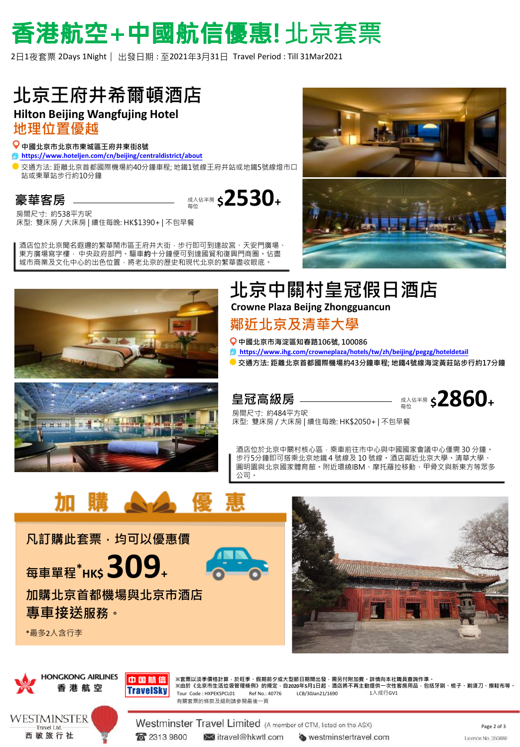# 香港航空+中國航信優惠! 北京套票

2日1夜套票 2Days 1Night｜ 出發日期：至2021年3月31日 Travel Period : Till 31Mar2021

## 北京王府井希爾頓酒店

### Hilton Beijing Wangfujing Hotel

### 地理位置優越

- 中國北京市北京市東城區王府井東街8號
- https://www.hoteljen.com/cn/beijing/centraldistrict/about
- 交通方法: 距離北京首都國際機場約40分鐘車程; 地鐵1號線王府井站或地鐵5號線燈市口站或東單站步行約10分鐘

**豪華客房** 成人佔半房 每位 $2530+

房間尺寸: 約538平方呎
床型: 雙床房 / 大床房 | 續住每晚: HK$1390+ | 不包早餐

酒店位於北京聞名遐邇的繁華鬧市區王府井大街，步行即可到達故宮、天安門廣場、東方廣場寫字樓， 中央政府部門。驅車約十分鐘便可到達國貿和復興門商圈。佔盡城市商業及文化中心的出色位置，將老北京的歷史和現代北京的繁華盡收眼底。

## 北京中關村皇冠假日酒店

### Crowne Plaza Beijng Zhongguancun

### 鄰近北京及清華大學

- 中國北京市海淀區知春路106號, 100086
- https://www.ihg.com/crowneplaza/hotels/tw/zh/beijing/pegzg/hoteldetail
- 交通方法: 距離北京首都國際機場約43分鐘車程; 地鐵4號線海淀黃莊站步行約17分鐘

**皇冠高級房** 成人佔半房 每位 $2860+

房間尺寸: 約484平方呎
床型: 雙床房 / 大床房 | 續住每晚: HK$2050+ | 不包早餐

酒店位於北京中關村核心區，乘車前往市中心與中國國家會議中心僅需 30 分鐘。步行5分鐘即可搭乘北京地鐵 4 號線及 10 號線。酒店鄰近北京大學、清華大學、圓明園與北京國家體育館。附近環繞IBM、摩托羅拉移動、甲骨文與新東方等眾多公司。

## 加購優惠

凡訂購此套票，均可以優惠價

每車單程*HK$ 309+

加購北京首都機場與北京市酒店專車接送服務。

*最多2人含行李

※套票以淡季價格計算，於旺季、假期前夕或大型節日期間出發，需另付附加費。詳情向本社職員查詢作準。
※由於《北京市生活垃圾管理條例》的規定，自2020年5月1日起，酒店將不再主動提供一次性客房用品，包括牙刷、梳子、剃須刀、擦鞋布等。

Tour Code : HXPEKSPCL01 Ref No.: 40776 LCB/30Jan21/1690 1人成行GV1

有關套票的條款及細則請參閱最後一頁

HONGKONG AIRLINES 香港航空 | 中國航信 TravelSky

Westminster Travel Limited (A member of CTM, listed on the ASX) 西敏旅行社
2313 9800 | itravel@hkwtl.com | westminstertravel.com
Licence No. 350488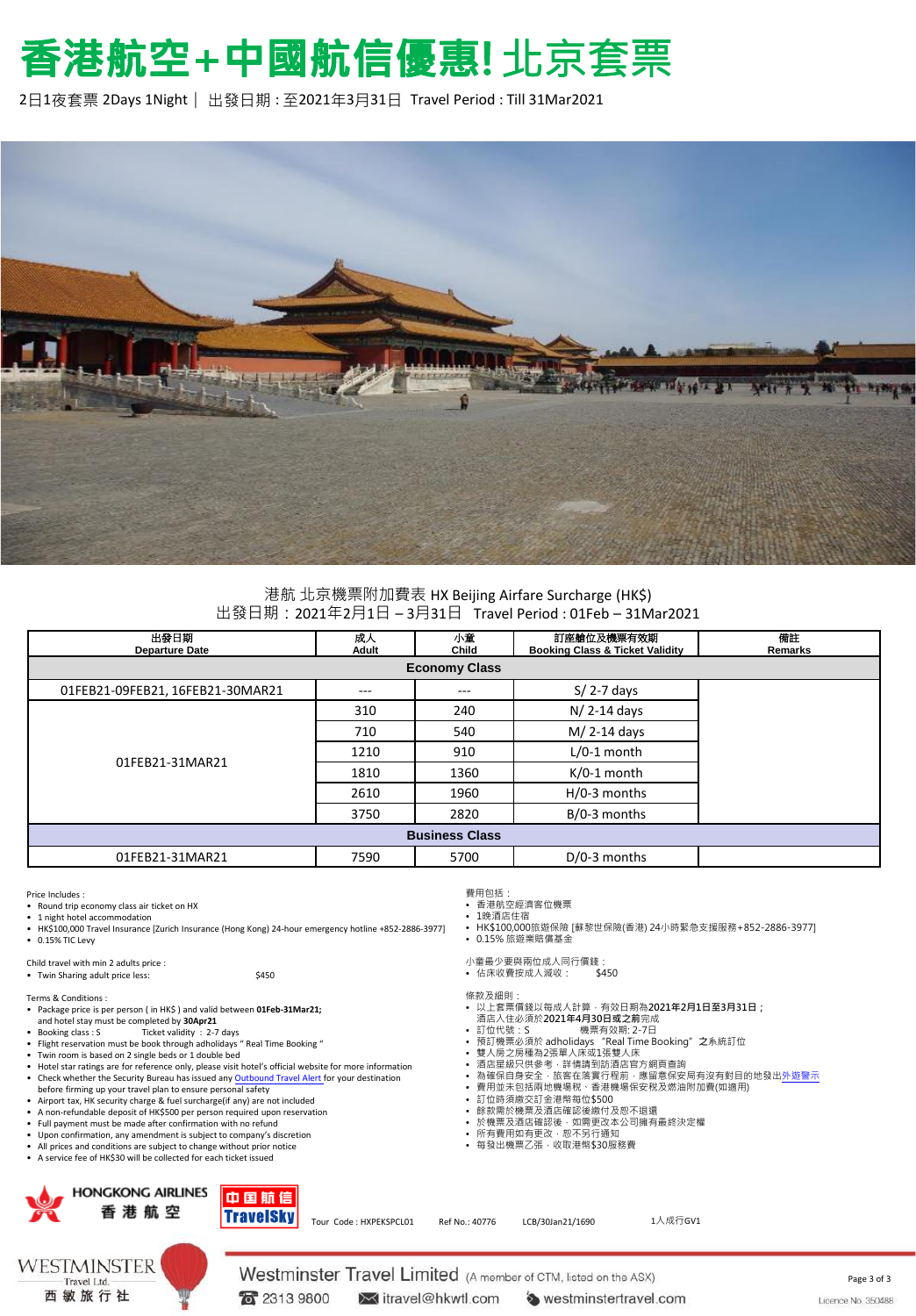# 香港航空+中國航信優惠! 北京套票

2日1夜套票 2Days 1Night｜ 出發日期 : 至2021年3月31日 Travel Period : Till 31Mar2021

港航 北京機票附加費表 HX Beijing Airfare Surcharge (HK$)
出發日期：2021年2月1日 – 3月31日 Travel Period : 01Feb – 31Mar2021

| 出發日期 Departure Date | 成人 Adult | 小童 Child | 訂座艙位及機票有效期 Booking Class & Ticket Validity | 備註 Remarks |
|---|---|---|---|---|
| **Economy Class** | | | | |
| 01FEB21-09FEB21, 16FEB21-30MAR21 | --- | --- | S/ 2-7 days | |
| 01FEB21-31MAR21 | 310 | 240 | N/ 2-14 days | |
| | 710 | 540 | M/ 2-14 days | |
| | 1210 | 910 | L/0-1 month | |
| | 1810 | 1360 | K/0-1 month | |
| | 2610 | 1960 | H/0-3 months | |
| | 3750 | 2820 | B/0-3 months | |
| **Business Class** | | | | |
| 01FEB21-31MAR21 | 7590 | 5700 | D/0-3 months | |

Price Includes :
- Round trip economy class air ticket on HX
- 1 night hotel accommodation
- HK$100,000 Travel Insurance [Zurich Insurance (Hong Kong) 24-hour emergency hotline +852-2886-3977]
- 0.15% TIC Levy

Child travel with min 2 adults price :
- Twin Sharing adult price less: $450

Terms & Conditions :
- Package price is per person ( in HK$ ) and valid between **01Feb-31Mar21;** and hotel stay must be completed by **30Apr21**
- Booking class : S Ticket validity : 2-7 days
- Flight reservation must be book through adholidays " Real Time Booking "
- Twin room is based on 2 single beds or 1 double bed
- Hotel star ratings are for reference only, please visit hotel's official website for more information
- Check whether the Security Bureau has issued any Outbound Travel Alert for your destination before firming up your travel plan to ensure personal safety
- Airport tax, HK security charge & fuel surcharge(if any) are not included
- A non-refundable deposit of HK$500 per person required upon reservation
- Full payment must be made after confirmation with no refund
- Upon confirmation, any amendment is subject to company's discretion
- All prices and conditions are subject to change without prior notice
- A service fee of HK$30 will be collected for each ticket issued

費用包括：
- 香港航空經濟客位機票
- 1晚酒店住宿
- HK$100,000旅遊保險 [蘇黎世保險(香港) 24小時緊急支援服務+852-2886-3977]
- 0.15% 旅遊業賠償基金

小童最少要與兩位成人同行價錢：
- 佔床收費按成人減收： $450

條款及細則：
- 以上套票價錢以每成人計算，有效日期為**2021年2月1日至3月31日**；酒店入住必須於**2021年4月30日或之前**完成
- 訂位代號：S 機票有效期: 2-7日
- 預訂機票必須於 adholidays "Real Time Booking" 之系統訂位
- 雙人房之房種為2張單人床或1張雙人床
- 酒店星級只供參考，詳情請到訪酒店官方網頁查詢
- 為確保自身安全，旅客在落實行程前，應留意保安局有沒有對目的地發出外遊警示
- 費用並未包括兩地機場稅、香港機場保安稅及燃油附加費(如適用)
- 訂位時須繳交訂金港幣每位$500
- 餘款需於機票及酒店確認後繳付及恕不退還
- 於機票及酒店確認後，如需更改本公司擁有最終決定權
- 所有費用如有更改，恕不另行通知
- 每發出機票乙張，收取港幣$30服務費

HONGKONG AIRLINES 香港航空 中国航信 TravelSky

Tour Code : HXPEKSPCL01 Ref No.: 40776 LCB/30Jan21/1690 1人成行GV1

WESTMINSTER Travel Ltd. 西敏旅行社

Westminster Travel Limited (A member of CTM, listed on the ASX)
2313 9800 itravel@hkwtl.com westminstertravel.com
Licence No. 350488